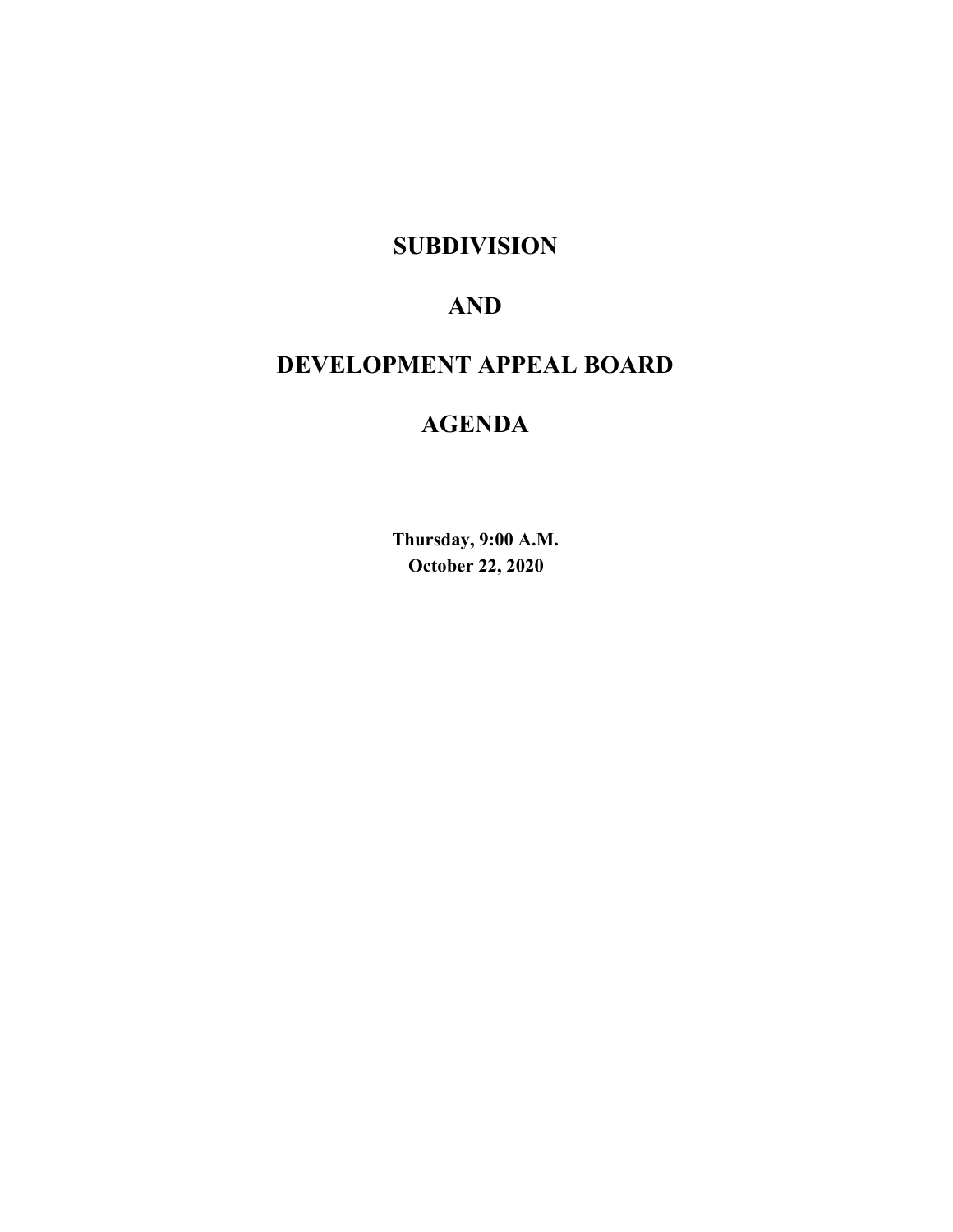# SUBDIVISION

# AND

# DEVELOPMENT APPEAL BOARD

# AGENDA

**Thursday, 9:00 A.M.**
**October 22, 2020**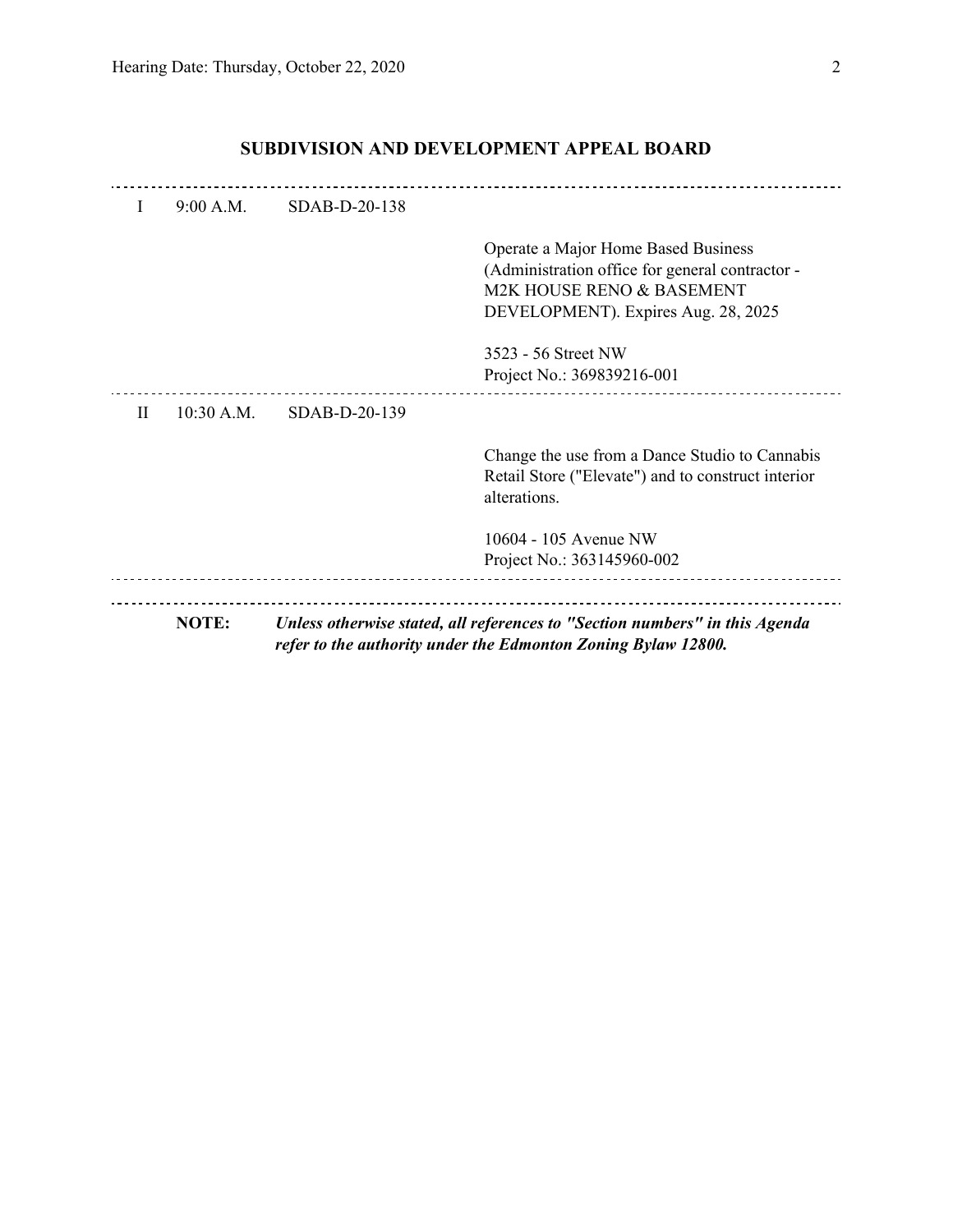## SUBDIVISION AND DEVELOPMENT APPEAL BOARD

| | | | |
|---|---|---|---|
| I | 9:00 A.M. | SDAB-D-20-138 | |
| | | | Operate a Major Home Based Business (Administration office for general contractor - M2K HOUSE RENO & BASEMENT DEVELOPMENT). Expires Aug. 28, 2025 |
| | | | 3523 - 56 Street NW<br>Project No.: 369839216-001 |
| II | 10:30 A.M. | SDAB-D-20-139 | |
| | | | Change the use from a Dance Studio to Cannabis Retail Store ("Elevate") and to construct interior alterations. |
| | | | 10604 - 105 Avenue NW<br>Project No.: 363145960-002 |

**NOTE:** ***Unless otherwise stated, all references to "Section numbers" in this Agenda refer to the authority under the Edmonton Zoning Bylaw 12800.***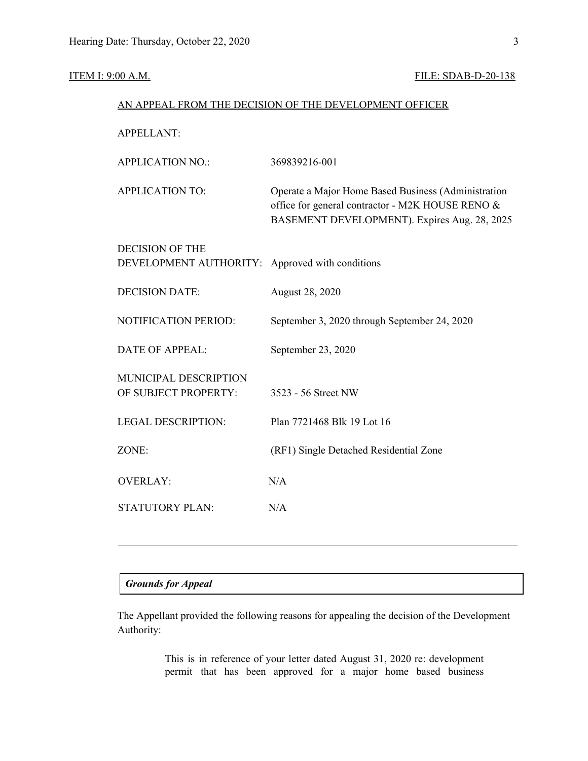ITEM I: 9:00 A.M. FILE: SDAB-D-20-138

AN APPEAL FROM THE DECISION OF THE DEVELOPMENT OFFICER

| | |
|---|---|
| APPELLANT: | |
| APPLICATION NO.: | 369839216-001 |
| APPLICATION TO: | Operate a Major Home Based Business (Administration office for general contractor - M2K HOUSE RENO & BASEMENT DEVELOPMENT). Expires Aug. 28, 2025 |
| DECISION OF THE DEVELOPMENT AUTHORITY: | Approved with conditions |
| DECISION DATE: | August 28, 2020 |
| NOTIFICATION PERIOD: | September 3, 2020 through September 24, 2020 |
| DATE OF APPEAL: | September 23, 2020 |
| MUNICIPAL DESCRIPTION OF SUBJECT PROPERTY: | 3523 - 56 Street NW |
| LEGAL DESCRIPTION: | Plan 7721468 Blk 19 Lot 16 |
| ZONE: | (RF1) Single Detached Residential Zone |
| OVERLAY: | N/A |
| STATUTORY PLAN: | N/A |

---

***Grounds for Appeal***

The Appellant provided the following reasons for appealing the decision of the Development Authority:

> This is in reference of your letter dated August 31, 2020 re: development permit that has been approved for a major home based business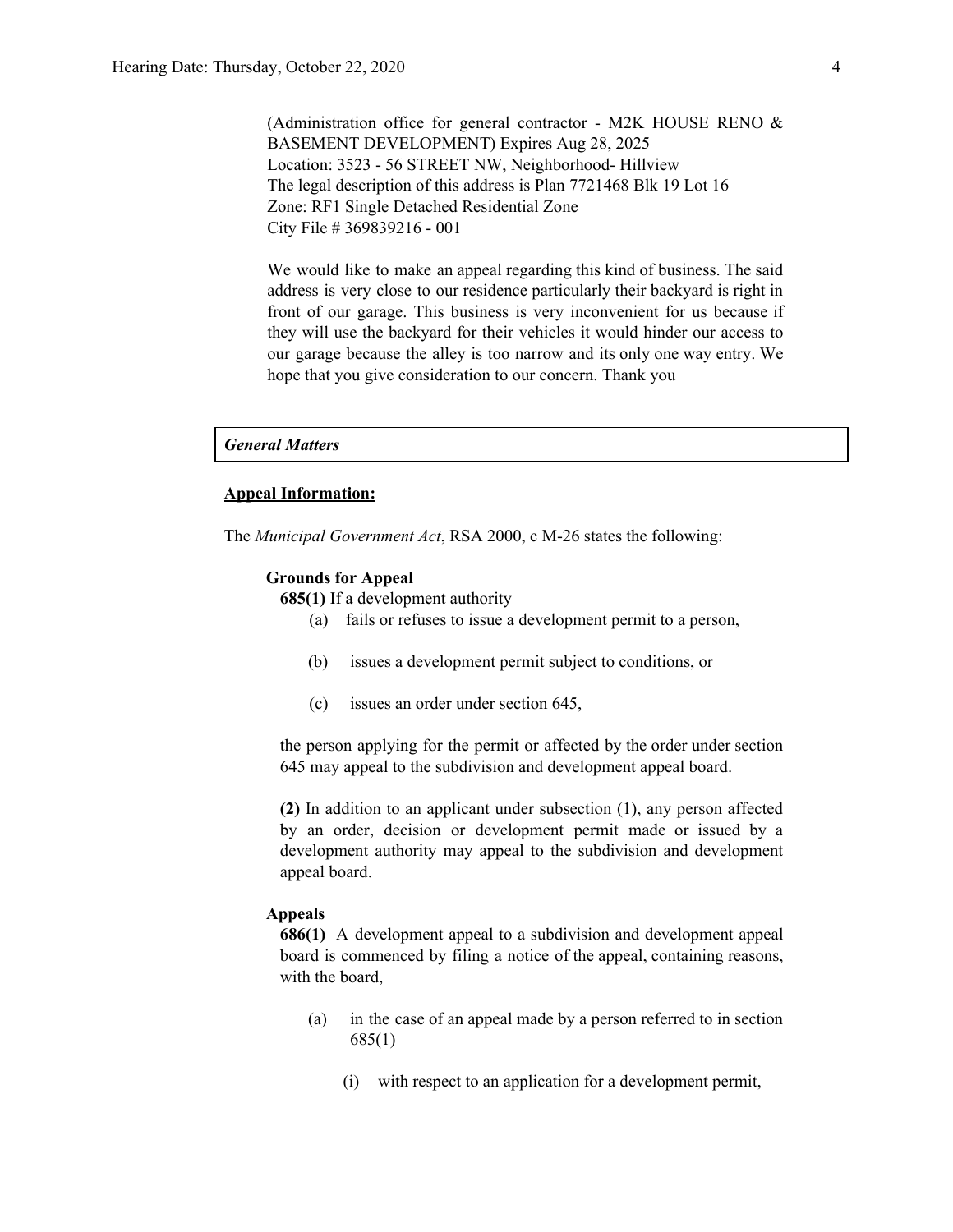(Administration office for general contractor - M2K HOUSE RENO & BASEMENT DEVELOPMENT) Expires Aug 28, 2025
Location: 3523 - 56 STREET NW, Neighborhood- Hillview
The legal description of this address is Plan 7721468 Blk 19 Lot 16
Zone: RF1 Single Detached Residential Zone
City File # 369839216 - 001

We would like to make an appeal regarding this kind of business. The said address is very close to our residence particularly their backyard is right in front of our garage. This business is very inconvenient for us because if they will use the backyard for their vehicles it would hinder our access to our garage because the alley is too narrow and its only one way entry. We hope that you give consideration to our concern. Thank you

| ***General Matters*** |
|---|

**Appeal Information:**

The *Municipal Government Act*, RSA 2000, c M-26 states the following:

**Grounds for Appeal**

**685(1)** If a development authority

(a) fails or refuses to issue a development permit to a person,

(b) issues a development permit subject to conditions, or

(c) issues an order under section 645,

the person applying for the permit or affected by the order under section 645 may appeal to the subdivision and development appeal board.

**(2)** In addition to an applicant under subsection (1), any person affected by an order, decision or development permit made or issued by a development authority may appeal to the subdivision and development appeal board.

**Appeals**

**686(1)** A development appeal to a subdivision and development appeal board is commenced by filing a notice of the appeal, containing reasons, with the board,

(a) in the case of an appeal made by a person referred to in section 685(1)

(i) with respect to an application for a development permit,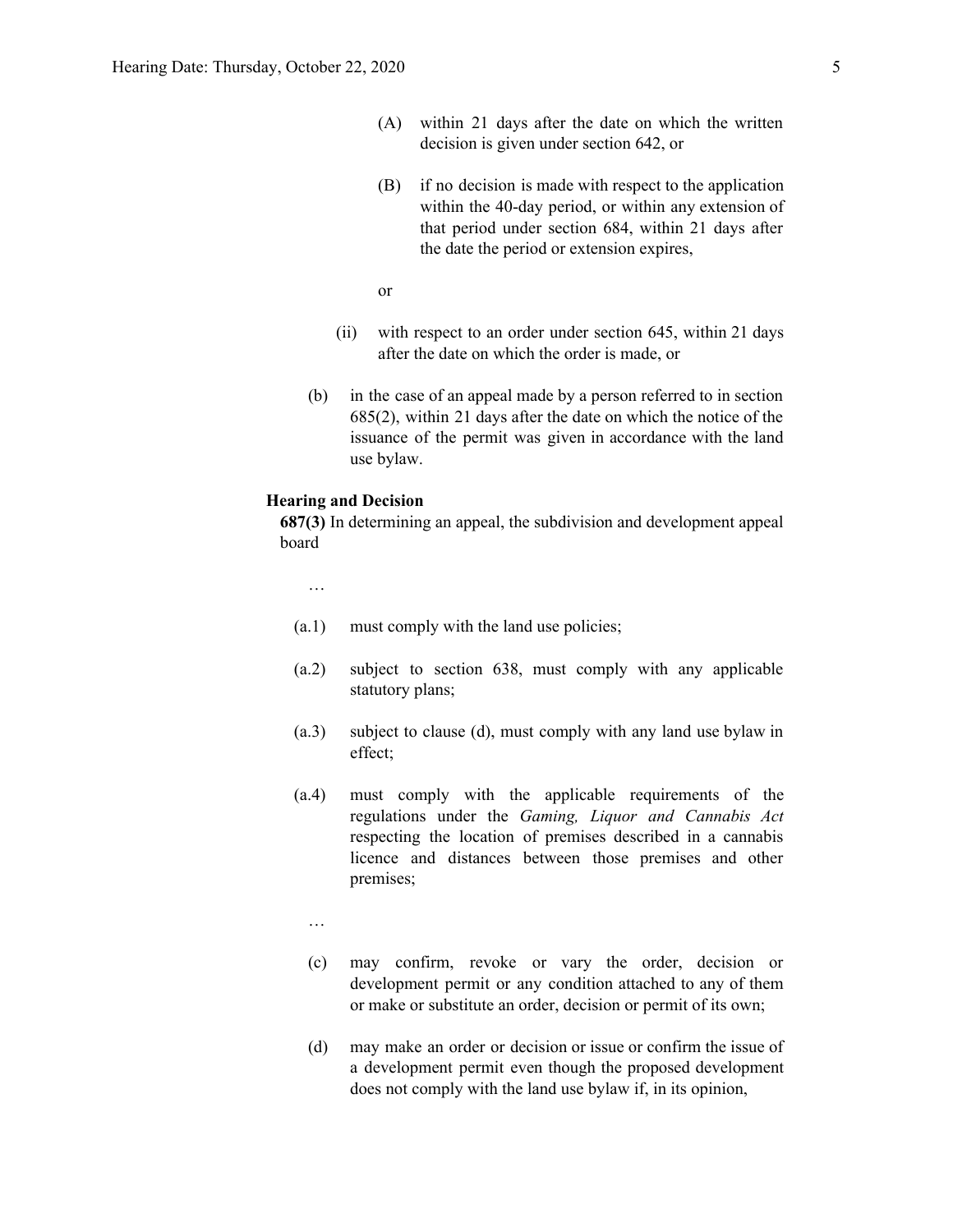(A) within 21 days after the date on which the written decision is given under section 642, or

(B) if no decision is made with respect to the application within the 40-day period, or within any extension of that period under section 684, within 21 days after the date the period or extension expires,

or

(ii) with respect to an order under section 645, within 21 days after the date on which the order is made, or

(b) in the case of an appeal made by a person referred to in section 685(2), within 21 days after the date on which the notice of the issuance of the permit was given in accordance with the land use bylaw.

**Hearing and Decision**

**687(3)** In determining an appeal, the subdivision and development appeal board

…

(a.1) must comply with the land use policies;

(a.2) subject to section 638, must comply with any applicable statutory plans;

(a.3) subject to clause (d), must comply with any land use bylaw in effect;

(a.4) must comply with the applicable requirements of the regulations under the *Gaming, Liquor and Cannabis Act* respecting the location of premises described in a cannabis licence and distances between those premises and other premises;

…

(c) may confirm, revoke or vary the order, decision or development permit or any condition attached to any of them or make or substitute an order, decision or permit of its own;

(d) may make an order or decision or issue or confirm the issue of a development permit even though the proposed development does not comply with the land use bylaw if, in its opinion,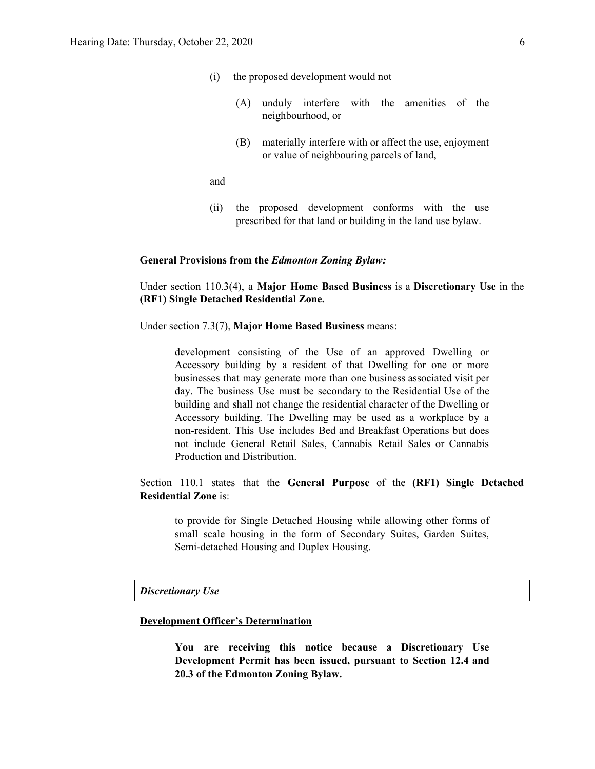(i) the proposed development would not

(A) unduly interfere with the amenities of the neighbourhood, or

(B) materially interfere with or affect the use, enjoyment or value of neighbouring parcels of land,

and

(ii) the proposed development conforms with the use prescribed for that land or building in the land use bylaw.

**General Provisions from the *Edmonton Zoning Bylaw:***

Under section 110.3(4), a **Major Home Based Business** is a **Discretionary Use** in the **(RF1) Single Detached Residential Zone.**

Under section 7.3(7), **Major Home Based Business** means:

> development consisting of the Use of an approved Dwelling or Accessory building by a resident of that Dwelling for one or more businesses that may generate more than one business associated visit per day. The business Use must be secondary to the Residential Use of the building and shall not change the residential character of the Dwelling or Accessory building. The Dwelling may be used as a workplace by a non-resident. This Use includes Bed and Breakfast Operations but does not include General Retail Sales, Cannabis Retail Sales or Cannabis Production and Distribution.

Section 110.1 states that the **General Purpose** of the **(RF1) Single Detached Residential Zone** is:

> to provide for Single Detached Housing while allowing other forms of small scale housing in the form of Secondary Suites, Garden Suites, Semi-detached Housing and Duplex Housing.

***Discretionary Use***

**Development Officer's Determination**

> **You are receiving this notice because a Discretionary Use Development Permit has been issued, pursuant to Section 12.4 and 20.3 of the Edmonton Zoning Bylaw.**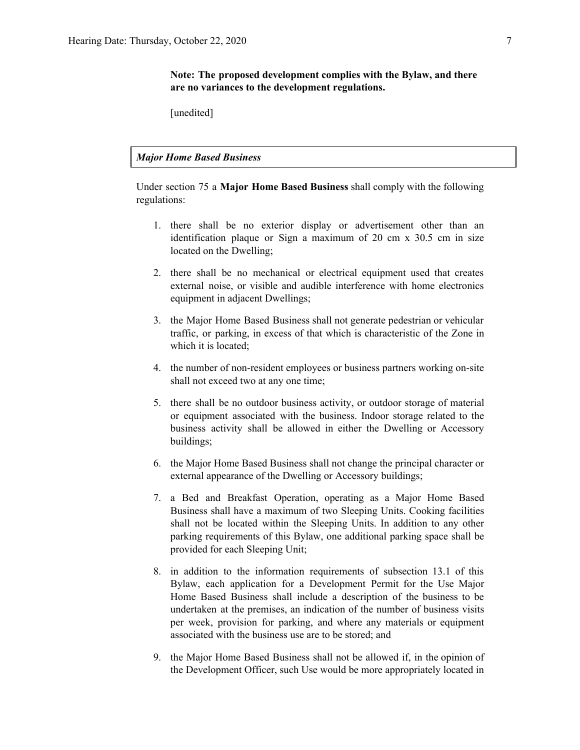**Note: The proposed development complies with the Bylaw, and there are no variances to the development regulations.**

[unedited]

***Major Home Based Business***

Under section 75 a **Major Home Based Business** shall comply with the following regulations:

1. there shall be no exterior display or advertisement other than an identification plaque or Sign a maximum of 20 cm x 30.5 cm in size located on the Dwelling;
2. there shall be no mechanical or electrical equipment used that creates external noise, or visible and audible interference with home electronics equipment in adjacent Dwellings;
3. the Major Home Based Business shall not generate pedestrian or vehicular traffic, or parking, in excess of that which is characteristic of the Zone in which it is located;
4. the number of non-resident employees or business partners working on-site shall not exceed two at any one time;
5. there shall be no outdoor business activity, or outdoor storage of material or equipment associated with the business. Indoor storage related to the business activity shall be allowed in either the Dwelling or Accessory buildings;
6. the Major Home Based Business shall not change the principal character or external appearance of the Dwelling or Accessory buildings;
7. a Bed and Breakfast Operation, operating as a Major Home Based Business shall have a maximum of two Sleeping Units. Cooking facilities shall not be located within the Sleeping Units. In addition to any other parking requirements of this Bylaw, one additional parking space shall be provided for each Sleeping Unit;
8. in addition to the information requirements of subsection 13.1 of this Bylaw, each application for a Development Permit for the Use Major Home Based Business shall include a description of the business to be undertaken at the premises, an indication of the number of business visits per week, provision for parking, and where any materials or equipment associated with the business use are to be stored; and
9. the Major Home Based Business shall not be allowed if, in the opinion of the Development Officer, such Use would be more appropriately located in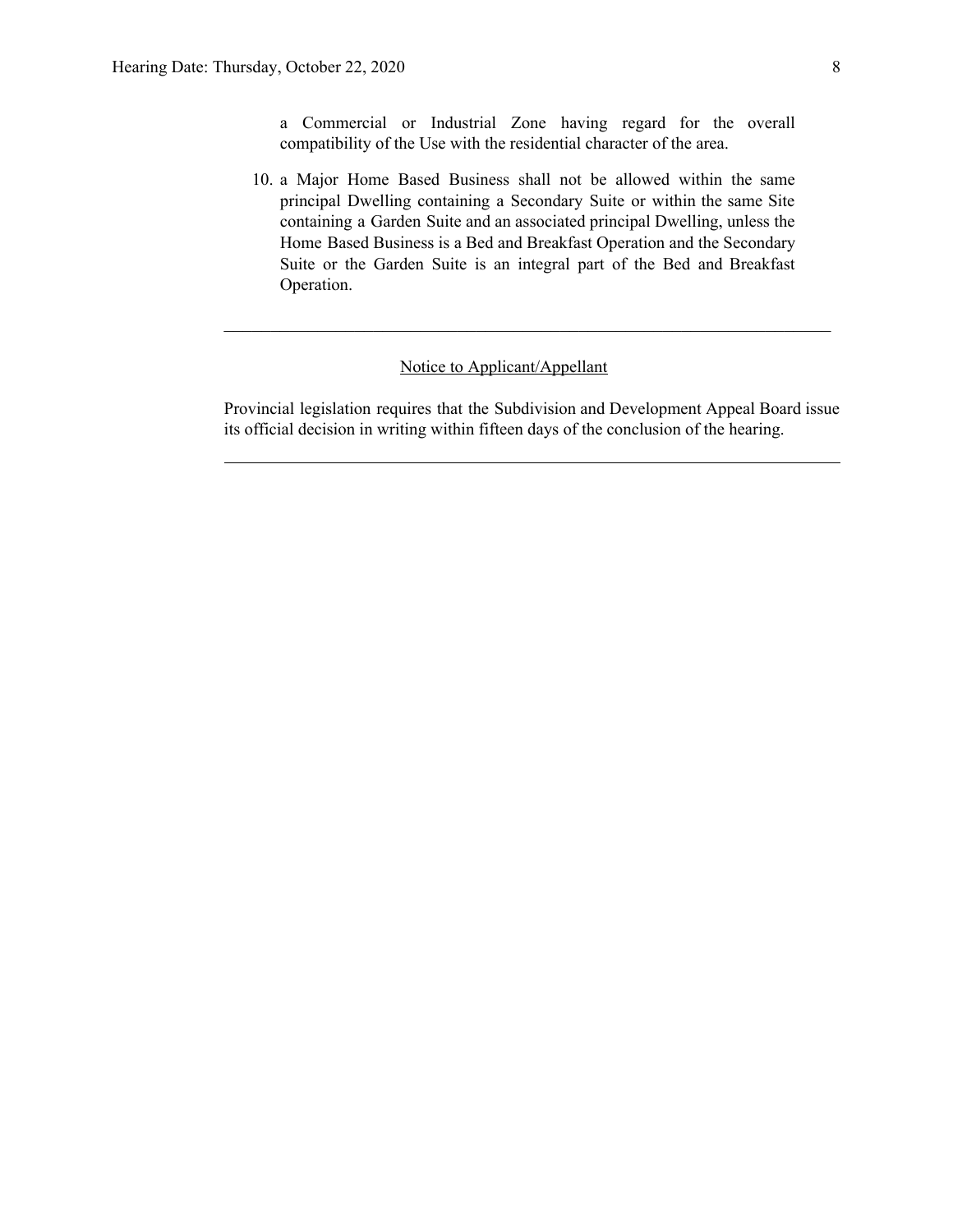a Commercial or Industrial Zone having regard for the overall compatibility of the Use with the residential character of the area.

10. a Major Home Based Business shall not be allowed within the same principal Dwelling containing a Secondary Suite or within the same Site containing a Garden Suite and an associated principal Dwelling, unless the Home Based Business is a Bed and Breakfast Operation and the Secondary Suite or the Garden Suite is an integral part of the Bed and Breakfast Operation.

---

Notice to Applicant/Appellant

Provincial legislation requires that the Subdivision and Development Appeal Board issue its official decision in writing within fifteen days of the conclusion of the hearing.

---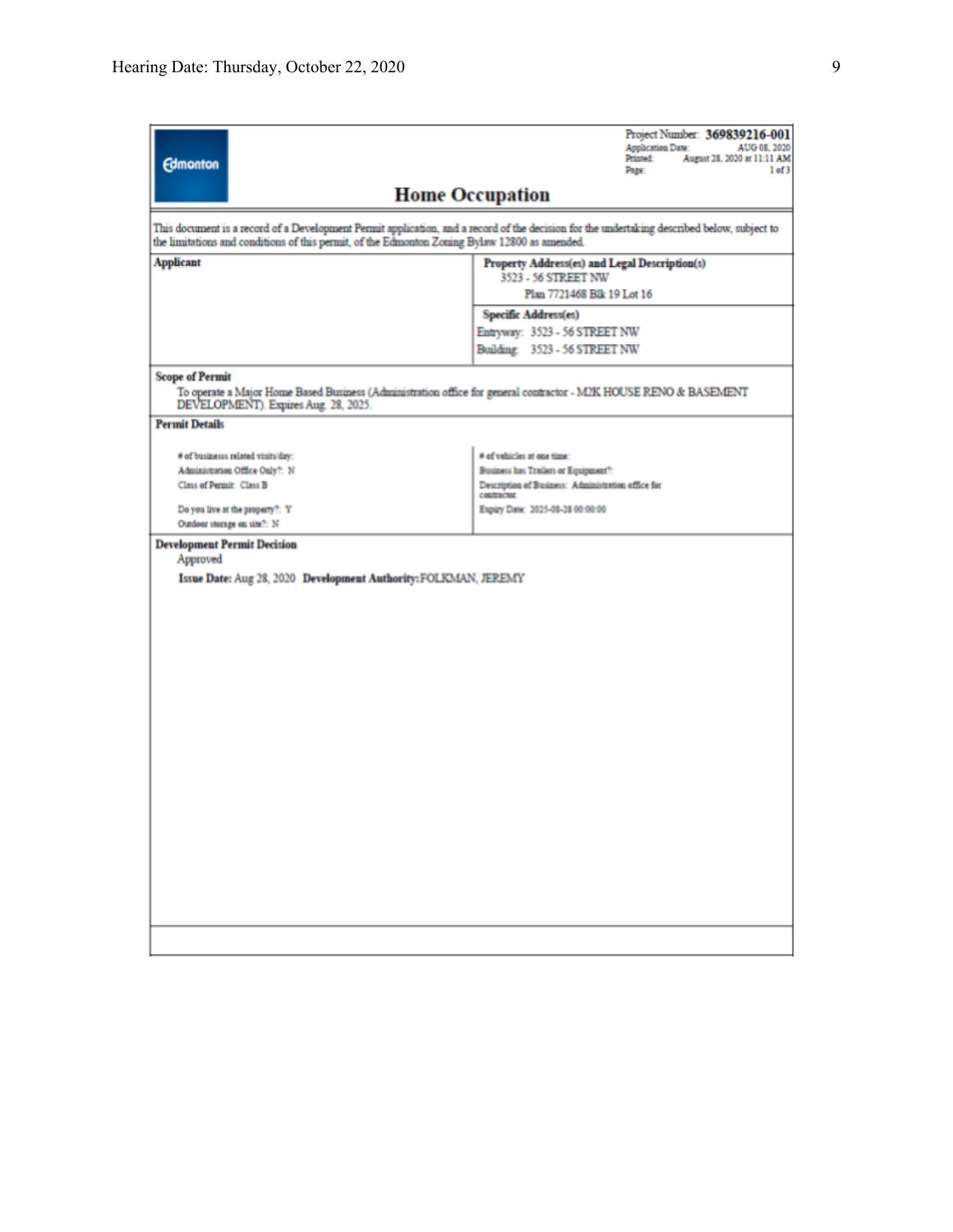Edmonton

Project Number: **369839216-001**
Application Date: AUG 08, 2020
Printed: August 28, 2020 at 11:11 AM
Page: 1 of 3

# Home Occupation

This document is a record of a Development Permit application, and a record of the decision for the undertaking described below, subject to the limitations and conditions of this permit, of the Edmonton Zoning Bylaw 12800 as amended.

| Applicant | Property Address(es) and Legal Description(s) |
|---|---|
| | 3523 - 56 STREET NW<br>Plan 7721468 Blk 19 Lot 16 |
| | **Specific Address(es)**<br>Entryway: 3523 - 56 STREET NW<br>Building: 3523 - 56 STREET NW |

**Scope of Permit**

To operate a Major Home Based Business (Administration office for general contractor - M2K HOUSE RENO & BASEMENT DEVELOPMENT). Expires Aug. 28, 2025.

**Permit Details**

| | |
|---|---|
| # of business related visits/day:<br>Administration Office Only?: N<br>Class of Permit: Class B<br>Do you live at the property?: Y<br>Outdoor storage on site?: N | # of vehicles at one time:<br>Business has Trailers or Equipment?:<br>Description of Business: Administration office for contractor<br>Expiry Date: 2025-08-28 00:00:00 |

**Development Permit Decision**

Approved

**Issue Date:** Aug 28, 2020 **Development Authority:** FOLKMAN, JEREMY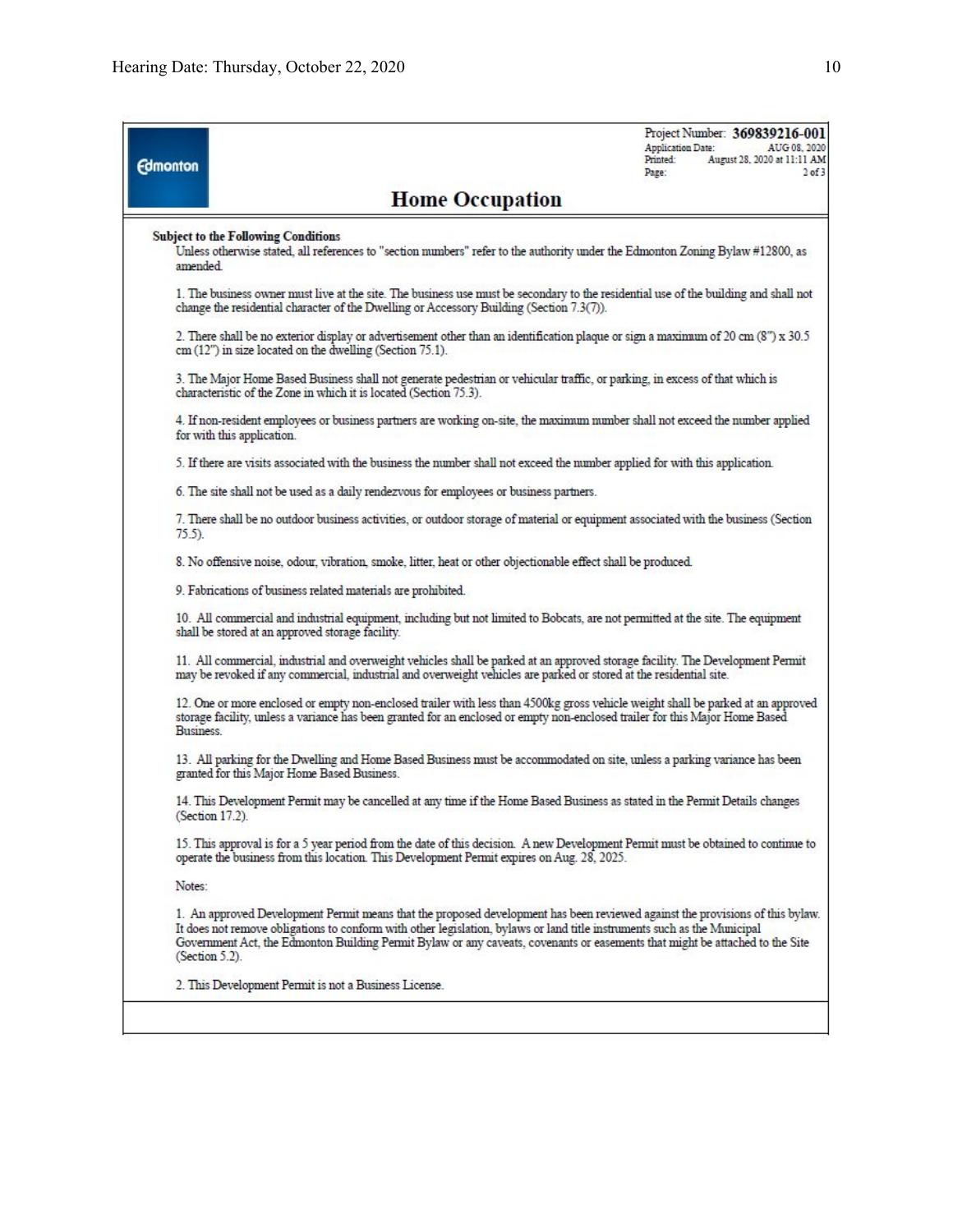Edmonton

Project Number: **369839216-001**
Application Date: AUG 08, 2020
Printed: August 28, 2020 at 11:11 AM
Page: 2 of 3

# Home Occupation

**Subject to the Following Conditions**

Unless otherwise stated, all references to "section numbers" refer to the authority under the Edmonton Zoning Bylaw #12800, as amended.

1. The business owner must live at the site. The business use must be secondary to the residential use of the building and shall not change the residential character of the Dwelling or Accessory Building (Section 7.3(7)).

2. There shall be no exterior display or advertisement other than an identification plaque or sign a maximum of 20 cm (8") x 30.5 cm (12") in size located on the dwelling (Section 75.1).

3. The Major Home Based Business shall not generate pedestrian or vehicular traffic, or parking, in excess of that which is characteristic of the Zone in which it is located (Section 75.3).

4. If non-resident employees or business partners are working on-site, the maximum number shall not exceed the number applied for with this application.

5. If there are visits associated with the business the number shall not exceed the number applied for with this application.

6. The site shall not be used as a daily rendezvous for employees or business partners.

7. There shall be no outdoor business activities, or outdoor storage of material or equipment associated with the business (Section 75.5).

8. No offensive noise, odour, vibration, smoke, litter, heat or other objectionable effect shall be produced.

9. Fabrications of business related materials are prohibited.

10. All commercial and industrial equipment, including but not limited to Bobcats, are not permitted at the site. The equipment shall be stored at an approved storage facility.

11. All commercial, industrial and overweight vehicles shall be parked at an approved storage facility. The Development Permit may be revoked if any commercial, industrial and overweight vehicles are parked or stored at the residential site.

12. One or more enclosed or empty non-enclosed trailer with less than 4500kg gross vehicle weight shall be parked at an approved storage facility, unless a variance has been granted for an enclosed or empty non-enclosed trailer for this Major Home Based Business.

13. All parking for the Dwelling and Home Based Business must be accommodated on site, unless a parking variance has been granted for this Major Home Based Business.

14. This Development Permit may be cancelled at any time if the Home Based Business as stated in the Permit Details changes (Section 17.2).

15. This approval is for a 5 year period from the date of this decision. A new Development Permit must be obtained to continue to operate the business from this location. This Development Permit expires on Aug. 28, 2025.

Notes:

1. An approved Development Permit means that the proposed development has been reviewed against the provisions of this bylaw. It does not remove obligations to conform with other legislation, bylaws or land title instruments such as the Municipal Government Act, the Edmonton Building Permit Bylaw or any caveats, covenants or easements that might be attached to the Site (Section 5.2).

2. This Development Permit is not a Business License.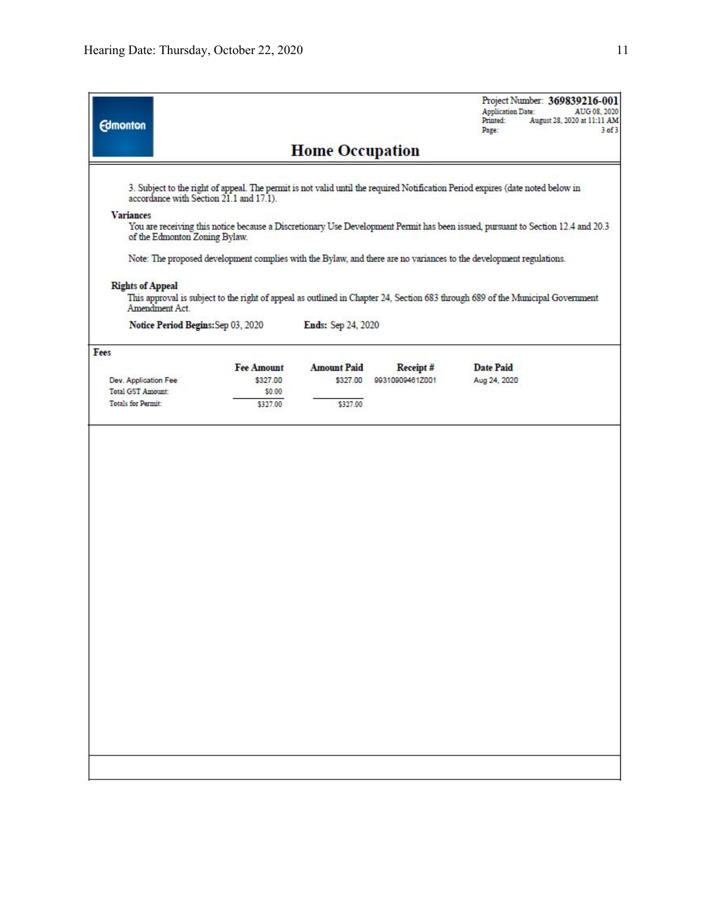Project Number: **369839216-001**
Application Date: AUG 08, 2020
Printed: August 28, 2020 at 11:11 AM
Page: 3 of 3

Edmonton

# Home Occupation

3. Subject to the right of appeal. The permit is not valid until the required Notification Period expires (date noted below in accordance with Section 21.1 and 17.1).

**Variances**

You are receiving this notice because a Discretionary Use Development Permit has been issued, pursuant to Section 12.4 and 20.3 of the Edmonton Zoning Bylaw.

Note: The proposed development complies with the Bylaw, and there are no variances to the development regulations.

**Rights of Appeal**

This approval is subject to the right of appeal as outlined in Chapter 24, Section 683 through 689 of the Municipal Government Amendment Act.

**Notice Period Begins:** Sep 03, 2020 **Ends:** Sep 24, 2020

**Fees**

| | Fee Amount | Amount Paid | Receipt # | Date Paid |
|---|---|---|---|---|
| Dev. Application Fee | $327.00 | $327.00 | 99310909461Z001 | Aug 24, 2020 |
| Total GST Amount: | $0.00 | | | |
| Totals for Permit: | $327.00 | $327.00 | | |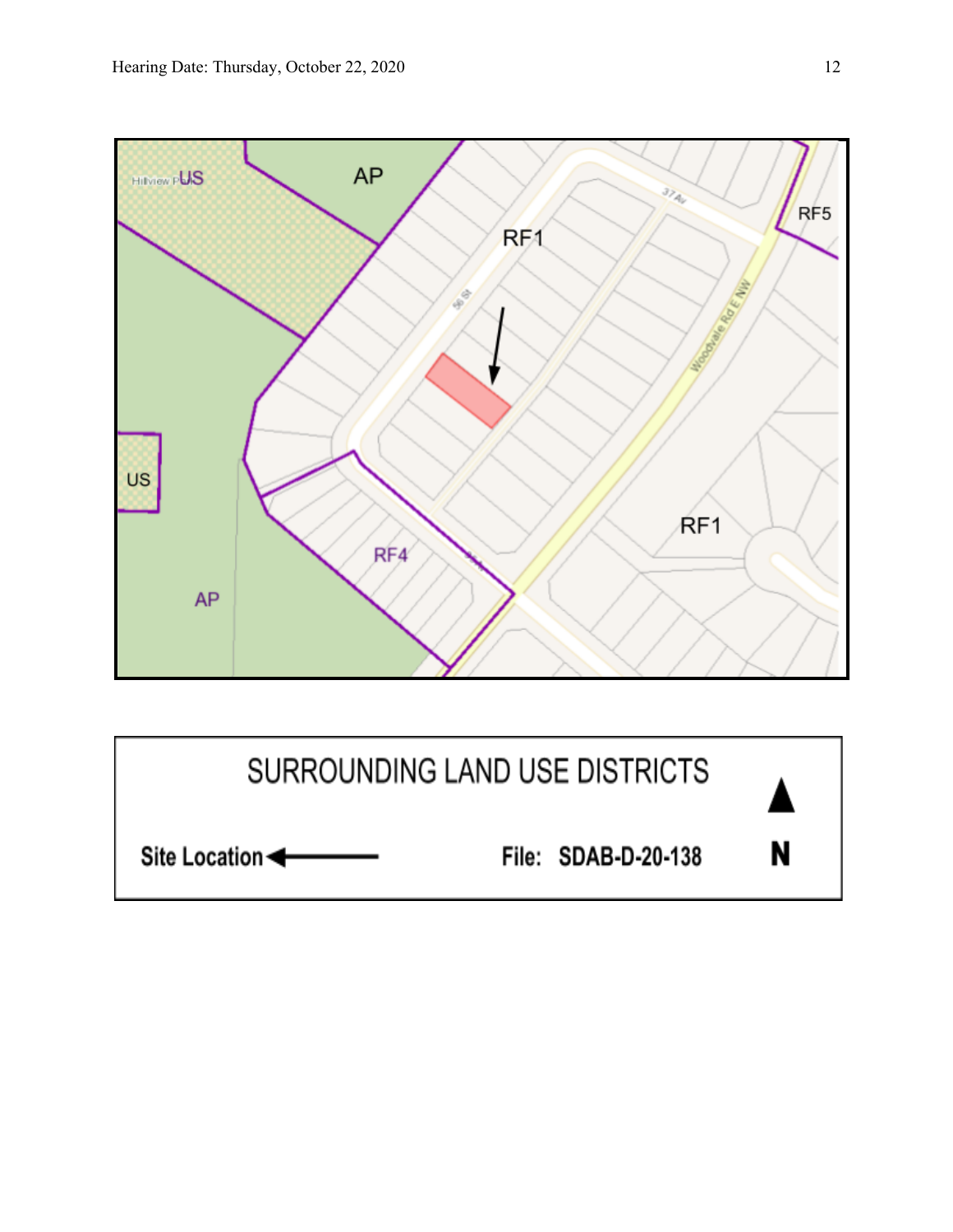AP

US

RF1

RF5

US

RF4

AP

RF1

| SURROUNDING LAND USE DISTRICTS | | |
| --- | --- | --- |
| Site Location ← | File: SDAB-D-20-138 | ▲ N |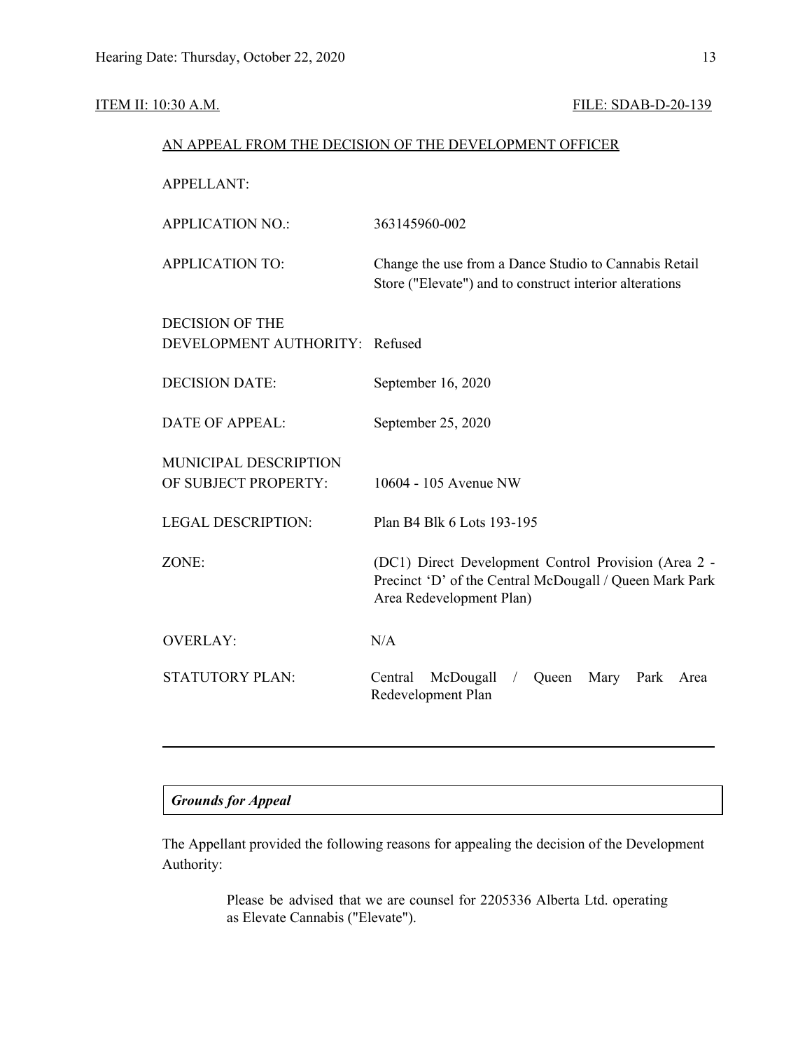ITEM II: 10:30 A.M. FILE: SDAB-D-20-139

AN APPEAL FROM THE DECISION OF THE DEVELOPMENT OFFICER

| | |
|---|---|
| APPELLANT: | |
| APPLICATION NO.: | 363145960-002 |
| APPLICATION TO: | Change the use from a Dance Studio to Cannabis Retail Store ("Elevate") and to construct interior alterations |
| DECISION OF THE DEVELOPMENT AUTHORITY: | Refused |
| DECISION DATE: | September 16, 2020 |
| DATE OF APPEAL: | September 25, 2020 |
| MUNICIPAL DESCRIPTION OF SUBJECT PROPERTY: | 10604 - 105 Avenue NW |
| LEGAL DESCRIPTION: | Plan B4 Blk 6 Lots 193-195 |
| ZONE: | (DC1) Direct Development Control Provision (Area 2 - Precinct 'D' of the Central McDougall / Queen Mark Park Area Redevelopment Plan) |
| OVERLAY: | N/A |
| STATUTORY PLAN: | Central McDougall / Queen Mary Park Area Redevelopment Plan |

---

***Grounds for Appeal***

The Appellant provided the following reasons for appealing the decision of the Development Authority:

> Please be advised that we are counsel for 2205336 Alberta Ltd. operating as Elevate Cannabis ("Elevate").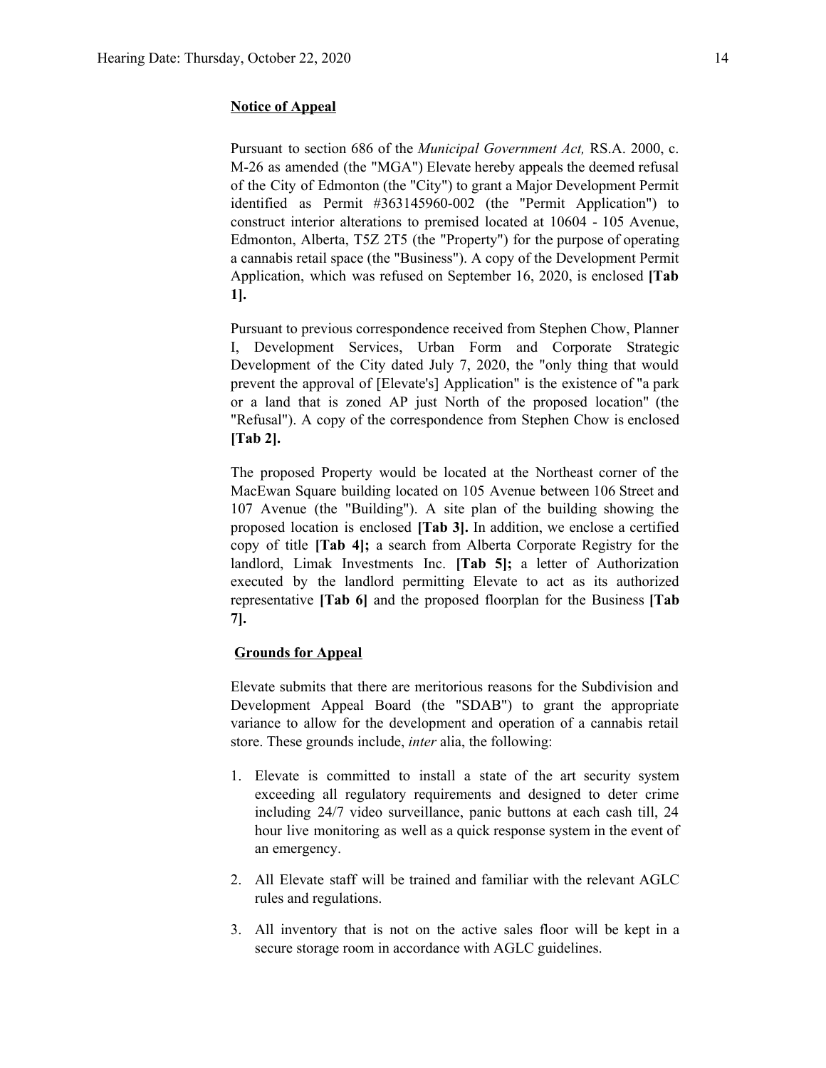**Notice of Appeal**

Pursuant to section 686 of the *Municipal Government Act,* RS.A. 2000, c. M-26 as amended (the "MGA") Elevate hereby appeals the deemed refusal of the City of Edmonton (the "City") to grant a Major Development Permit identified as Permit #363145960-002 (the "Permit Application") to construct interior alterations to premised located at 10604 - 105 Avenue, Edmonton, Alberta, T5Z 2T5 (the "Property") for the purpose of operating a cannabis retail space (the "Business"). A copy of the Development Permit Application, which was refused on September 16, 2020, is enclosed **[Tab 1].**

Pursuant to previous correspondence received from Stephen Chow, Planner I, Development Services, Urban Form and Corporate Strategic Development of the City dated July 7, 2020, the "only thing that would prevent the approval of [Elevate's] Application" is the existence of "a park or a land that is zoned AP just North of the proposed location" (the "Refusal"). A copy of the correspondence from Stephen Chow is enclosed **[Tab 2].**

The proposed Property would be located at the Northeast corner of the MacEwan Square building located on 105 Avenue between 106 Street and 107 Avenue (the "Building"). A site plan of the building showing the proposed location is enclosed **[Tab 3].** In addition, we enclose a certified copy of title **[Tab 4];** a search from Alberta Corporate Registry for the landlord, Limak Investments Inc. **[Tab 5];** a letter of Authorization executed by the landlord permitting Elevate to act as its authorized representative **[Tab 6]** and the proposed floorplan for the Business **[Tab 7].**

**Grounds for Appeal**

Elevate submits that there are meritorious reasons for the Subdivision and Development Appeal Board (the "SDAB") to grant the appropriate variance to allow for the development and operation of a cannabis retail store. These grounds include, *inter* alia, the following:

1. Elevate is committed to install a state of the art security system exceeding all regulatory requirements and designed to deter crime including 24/7 video surveillance, panic buttons at each cash till, 24 hour live monitoring as well as a quick response system in the event of an emergency.
2. All Elevate staff will be trained and familiar with the relevant AGLC rules and regulations.
3. All inventory that is not on the active sales floor will be kept in a secure storage room in accordance with AGLC guidelines.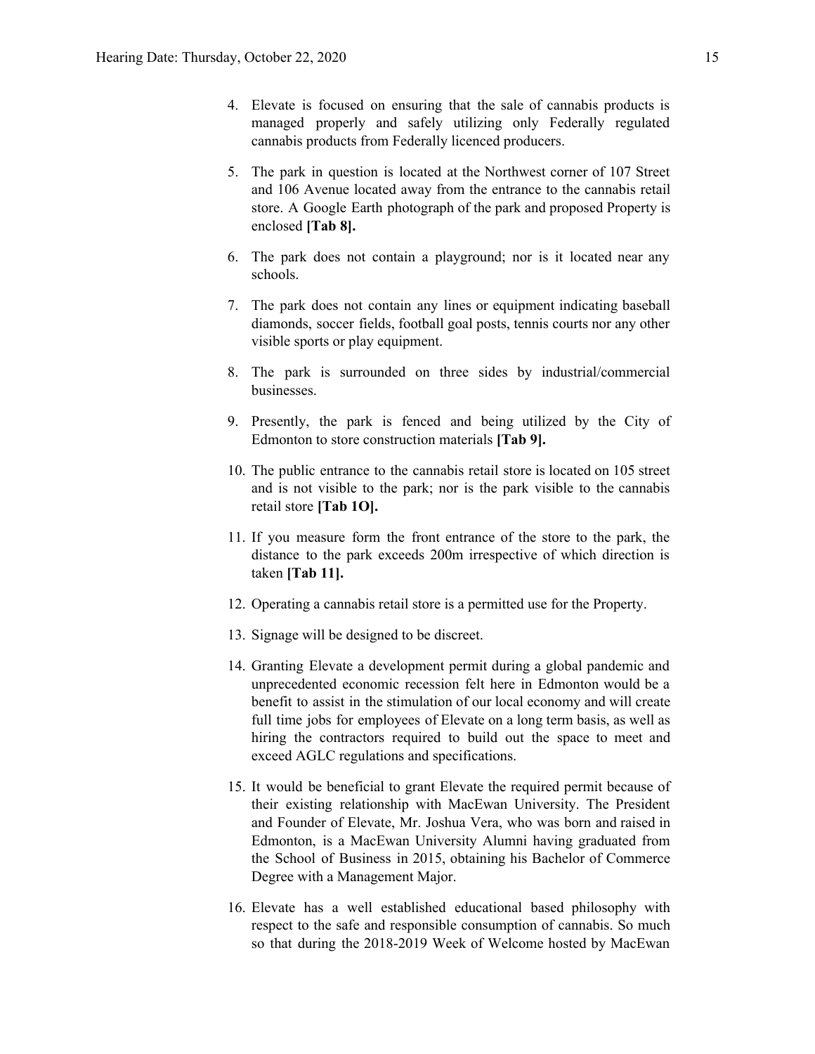4. Elevate is focused on ensuring that the sale of cannabis products is managed properly and safely utilizing only Federally regulated cannabis products from Federally licenced producers.

5. The park in question is located at the Northwest corner of 107 Street and 106 Avenue located away from the entrance to the cannabis retail store. A Google Earth photograph of the park and proposed Property is enclosed **[Tab 8].**

6. The park does not contain a playground; nor is it located near any schools.

7. The park does not contain any lines or equipment indicating baseball diamonds, soccer fields, football goal posts, tennis courts nor any other visible sports or play equipment.

8. The park is surrounded on three sides by industrial/commercial businesses.

9. Presently, the park is fenced and being utilized by the City of Edmonton to store construction materials **[Tab 9].**

10. The public entrance to the cannabis retail store is located on 105 street and is not visible to the park; nor is the park visible to the cannabis retail store **[Tab 1O].**

11. If you measure form the front entrance of the store to the park, the distance to the park exceeds 200m irrespective of which direction is taken **[Tab 11].**

12. Operating a cannabis retail store is a permitted use for the Property.

13. Signage will be designed to be discreet.

14. Granting Elevate a development permit during a global pandemic and unprecedented economic recession felt here in Edmonton would be a benefit to assist in the stimulation of our local economy and will create full time jobs for employees of Elevate on a long term basis, as well as hiring the contractors required to build out the space to meet and exceed AGLC regulations and specifications.

15. It would be beneficial to grant Elevate the required permit because of their existing relationship with MacEwan University. The President and Founder of Elevate, Mr. Joshua Vera, who was born and raised in Edmonton, is a MacEwan University Alumni having graduated from the School of Business in 2015, obtaining his Bachelor of Commerce Degree with a Management Major.

16. Elevate has a well established educational based philosophy with respect to the safe and responsible consumption of cannabis. So much so that during the 2018-2019 Week of Welcome hosted by MacEwan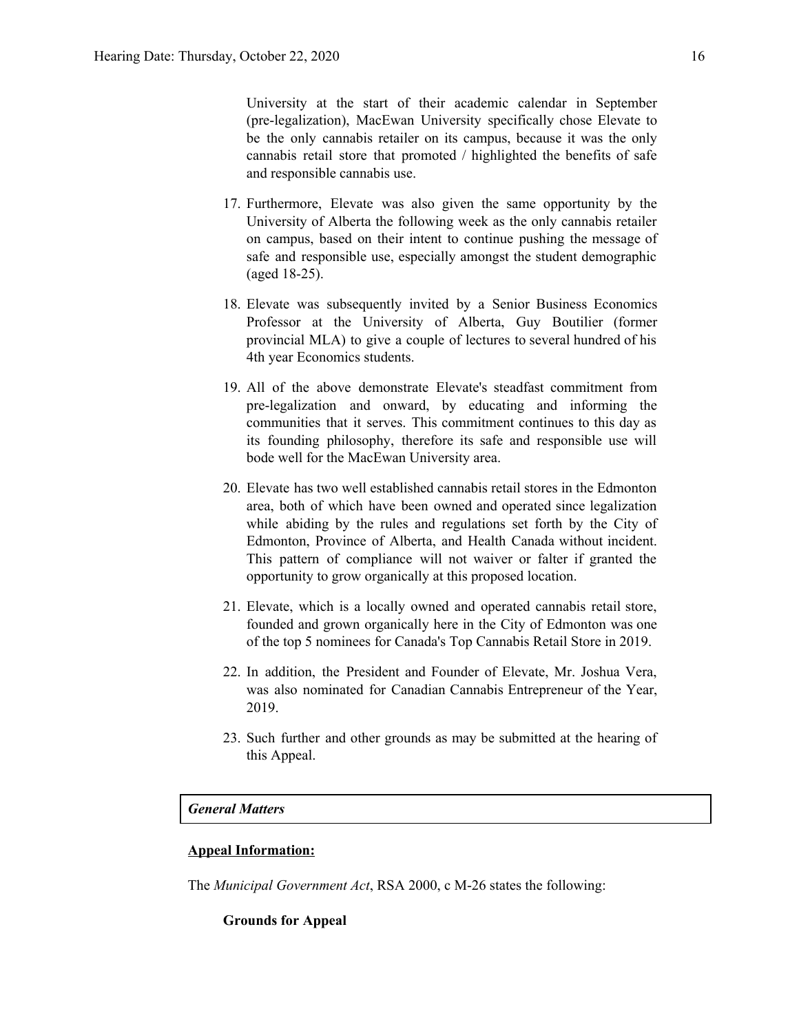University at the start of their academic calendar in September (pre-legalization), MacEwan University specifically chose Elevate to be the only cannabis retailer on its campus, because it was the only cannabis retail store that promoted / highlighted the benefits of safe and responsible cannabis use.

17. Furthermore, Elevate was also given the same opportunity by the University of Alberta the following week as the only cannabis retailer on campus, based on their intent to continue pushing the message of safe and responsible use, especially amongst the student demographic (aged 18-25).

18. Elevate was subsequently invited by a Senior Business Economics Professor at the University of Alberta, Guy Boutilier (former provincial MLA) to give a couple of lectures to several hundred of his 4th year Economics students.

19. All of the above demonstrate Elevate's steadfast commitment from pre-legalization and onward, by educating and informing the communities that it serves. This commitment continues to this day as its founding philosophy, therefore its safe and responsible use will bode well for the MacEwan University area.

20. Elevate has two well established cannabis retail stores in the Edmonton area, both of which have been owned and operated since legalization while abiding by the rules and regulations set forth by the City of Edmonton, Province of Alberta, and Health Canada without incident. This pattern of compliance will not waiver or falter if granted the opportunity to grow organically at this proposed location.

21. Elevate, which is a locally owned and operated cannabis retail store, founded and grown organically here in the City of Edmonton was one of the top 5 nominees for Canada's Top Cannabis Retail Store in 2019.

22. In addition, the President and Founder of Elevate, Mr. Joshua Vera, was also nominated for Canadian Cannabis Entrepreneur of the Year, 2019.

23. Such further and other grounds as may be submitted at the hearing of this Appeal.

## *General Matters*

**Appeal Information:**

The *Municipal Government Act*, RSA 2000, c M-26 states the following:

**Grounds for Appeal**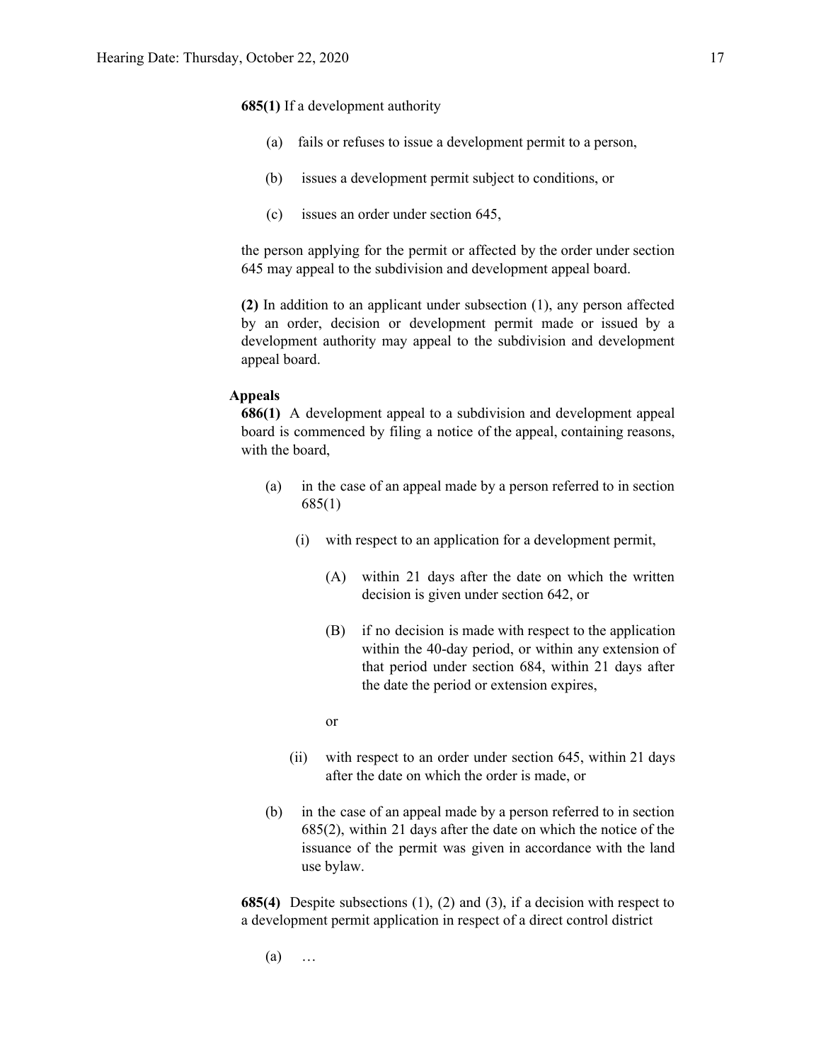**685(1)** If a development authority

(a) fails or refuses to issue a development permit to a person,

(b) issues a development permit subject to conditions, or

(c) issues an order under section 645,

the person applying for the permit or affected by the order under section 645 may appeal to the subdivision and development appeal board.

**(2)** In addition to an applicant under subsection (1), any person affected by an order, decision or development permit made or issued by a development authority may appeal to the subdivision and development appeal board.

**Appeals**

**686(1)** A development appeal to a subdivision and development appeal board is commenced by filing a notice of the appeal, containing reasons, with the board,

(a) in the case of an appeal made by a person referred to in section 685(1)

(i) with respect to an application for a development permit,

(A) within 21 days after the date on which the written decision is given under section 642, or

(B) if no decision is made with respect to the application within the 40-day period, or within any extension of that period under section 684, within 21 days after the date the period or extension expires,

or

(ii) with respect to an order under section 645, within 21 days after the date on which the order is made, or

(b) in the case of an appeal made by a person referred to in section 685(2), within 21 days after the date on which the notice of the issuance of the permit was given in accordance with the land use bylaw.

**685(4)** Despite subsections (1), (2) and (3), if a decision with respect to a development permit application in respect of a direct control district

(a) …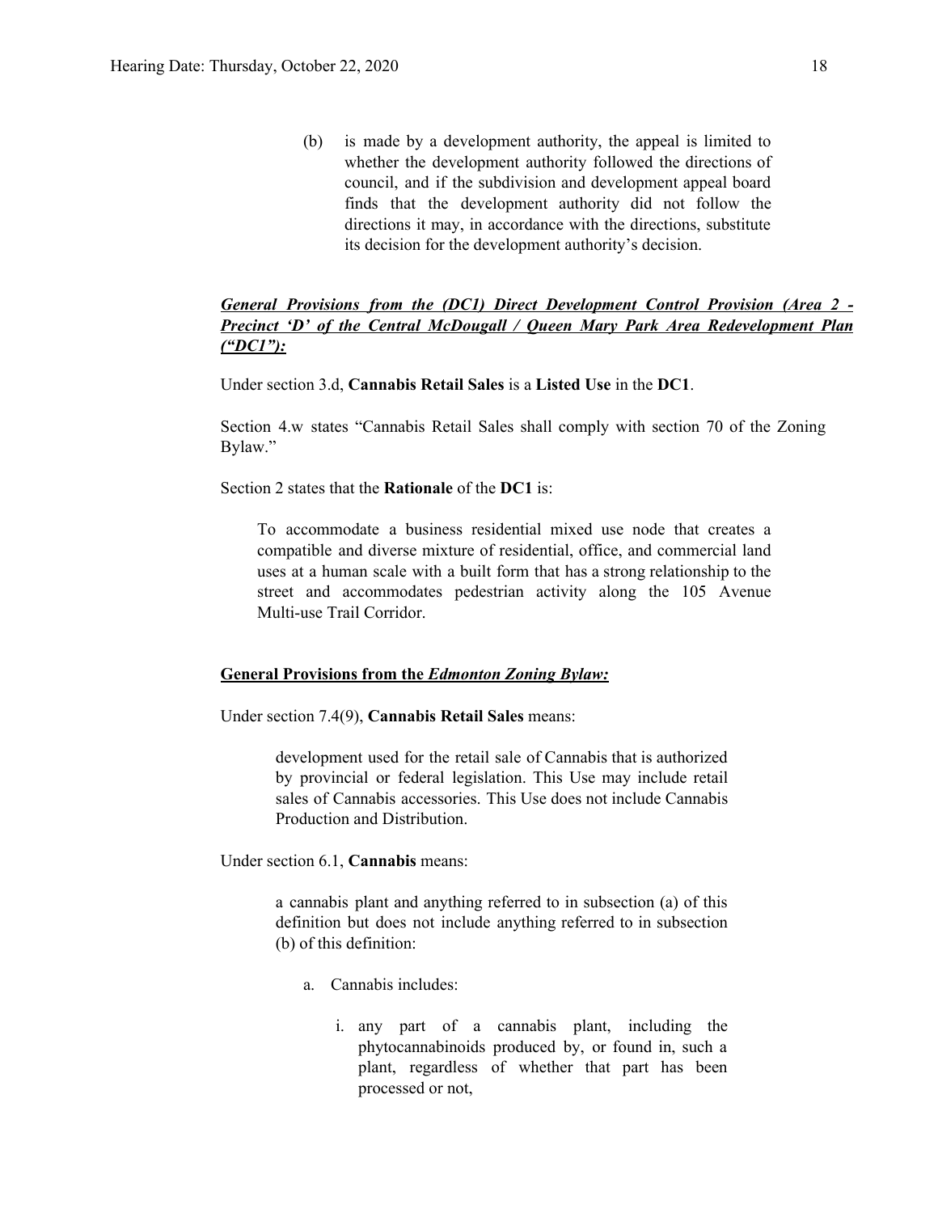(b) is made by a development authority, the appeal is limited to whether the development authority followed the directions of council, and if the subdivision and development appeal board finds that the development authority did not follow the directions it may, in accordance with the directions, substitute its decision for the development authority's decision.

***General Provisions from the (DC1) Direct Development Control Provision (Area 2 - Precinct 'D' of the Central McDougall / Queen Mary Park Area Redevelopment Plan ("DC1"):***

Under section 3.d, **Cannabis Retail Sales** is a **Listed Use** in the **DC1**.

Section 4.w states "Cannabis Retail Sales shall comply with section 70 of the Zoning Bylaw."

Section 2 states that the **Rationale** of the **DC1** is:

> To accommodate a business residential mixed use node that creates a compatible and diverse mixture of residential, office, and commercial land uses at a human scale with a built form that has a strong relationship to the street and accommodates pedestrian activity along the 105 Avenue Multi-use Trail Corridor.

**General Provisions from the *Edmonton Zoning Bylaw:***

Under section 7.4(9), **Cannabis Retail Sales** means:

> development used for the retail sale of Cannabis that is authorized by provincial or federal legislation. This Use may include retail sales of Cannabis accessories. This Use does not include Cannabis Production and Distribution.

Under section 6.1, **Cannabis** means:

> a cannabis plant and anything referred to in subsection (a) of this definition but does not include anything referred to in subsection (b) of this definition:
>
> a. Cannabis includes:
>
> i. any part of a cannabis plant, including the phytocannabinoids produced by, or found in, such a plant, regardless of whether that part has been processed or not,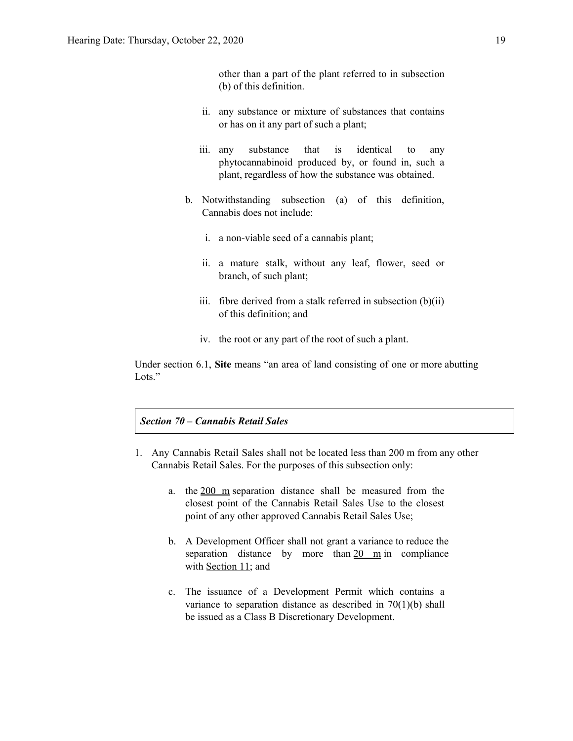other than a part of the plant referred to in subsection (b) of this definition.

ii. any substance or mixture of substances that contains or has on it any part of such a plant;

iii. any substance that is identical to any phytocannabinoid produced by, or found in, such a plant, regardless of how the substance was obtained.

b. Notwithstanding subsection (a) of this definition, Cannabis does not include:

i. a non-viable seed of a cannabis plant;

ii. a mature stalk, without any leaf, flower, seed or branch, of such plant;

iii. fibre derived from a stalk referred in subsection (b)(ii) of this definition; and

iv. the root or any part of the root of such a plant.

Under section 6.1, **Site** means "an area of land consisting of one or more abutting Lots."

***Section 70 – Cannabis Retail Sales***

1. Any Cannabis Retail Sales shall not be located less than 200 m from any other Cannabis Retail Sales. For the purposes of this subsection only:

   a. the 200 m separation distance shall be measured from the closest point of the Cannabis Retail Sales Use to the closest point of any other approved Cannabis Retail Sales Use;

   b. A Development Officer shall not grant a variance to reduce the separation distance by more than 20 m in compliance with Section 11; and

   c. The issuance of a Development Permit which contains a variance to separation distance as described in 70(1)(b) shall be issued as a Class B Discretionary Development.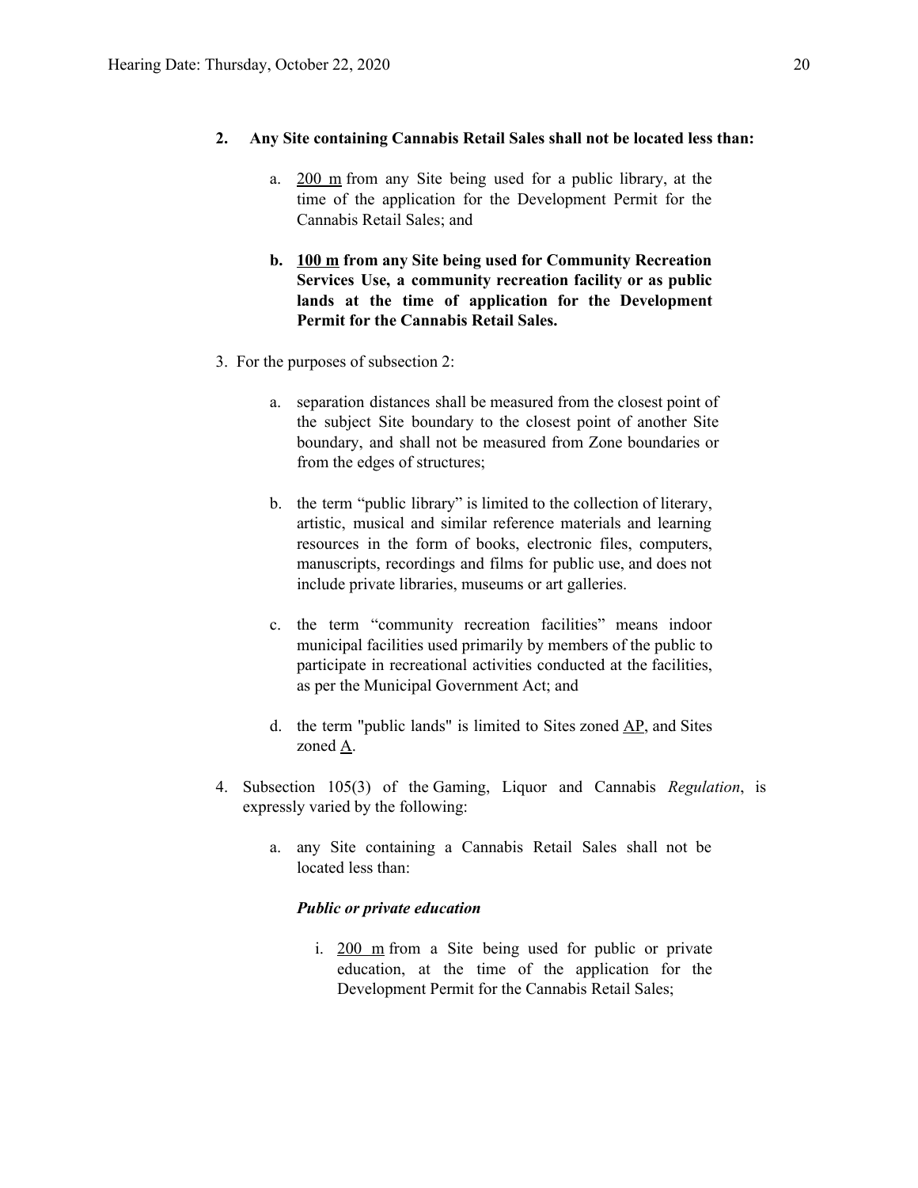2. **Any Site containing Cannabis Retail Sales shall not be located less than:**

    a. 200 m from any Site being used for a public library, at the time of the application for the Development Permit for the Cannabis Retail Sales; and

    b. **100 m from any Site being used for Community Recreation Services Use, a community recreation facility or as public lands at the time of application for the Development Permit for the Cannabis Retail Sales.**

3. For the purposes of subsection 2:

    a. separation distances shall be measured from the closest point of the subject Site boundary to the closest point of another Site boundary, and shall not be measured from Zone boundaries or from the edges of structures;

    b. the term "public library" is limited to the collection of literary, artistic, musical and similar reference materials and learning resources in the form of books, electronic files, computers, manuscripts, recordings and films for public use, and does not include private libraries, museums or art galleries.

    c. the term "community recreation facilities" means indoor municipal facilities used primarily by members of the public to participate in recreational activities conducted at the facilities, as per the Municipal Government Act; and

    d. the term "public lands" is limited to Sites zoned AP, and Sites zoned A.

4. Subsection 105(3) of the Gaming, Liquor and Cannabis *Regulation*, is expressly varied by the following:

    a. any Site containing a Cannabis Retail Sales shall not be located less than:

        ***Public or private education***

        i. 200 m from a Site being used for public or private education, at the time of the application for the Development Permit for the Cannabis Retail Sales;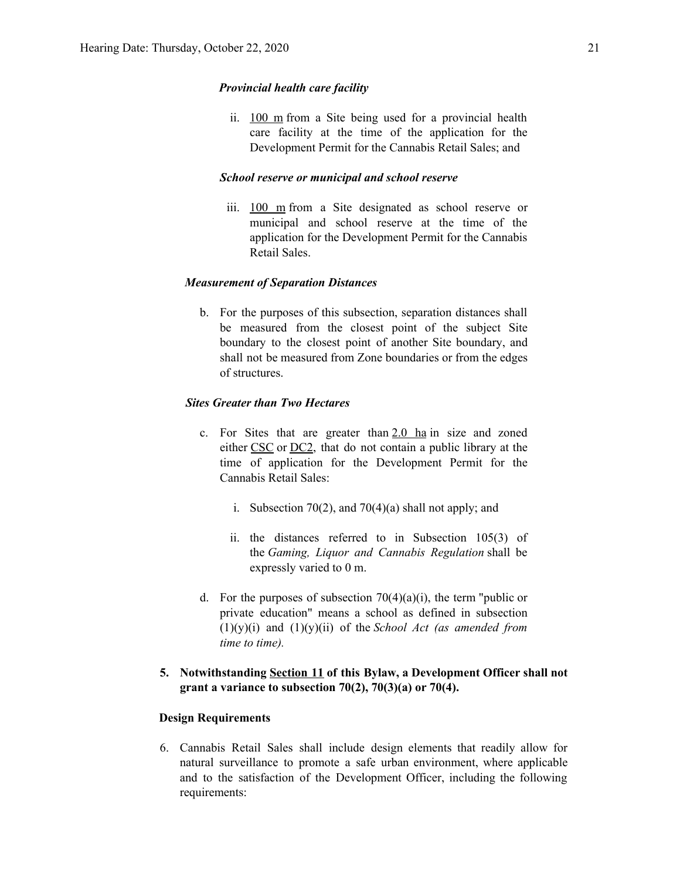***Provincial health care facility***

ii. 100 m from a Site being used for a provincial health care facility at the time of the application for the Development Permit for the Cannabis Retail Sales; and

***School reserve or municipal and school reserve***

iii. 100 m from a Site designated as school reserve or municipal and school reserve at the time of the application for the Development Permit for the Cannabis Retail Sales.

***Measurement of Separation Distances***

b. For the purposes of this subsection, separation distances shall be measured from the closest point of the subject Site boundary to the closest point of another Site boundary, and shall not be measured from Zone boundaries or from the edges of structures.

***Sites Greater than Two Hectares***

c. For Sites that are greater than 2.0 ha in size and zoned either CSC or DC2, that do not contain a public library at the time of application for the Development Permit for the Cannabis Retail Sales:

   i. Subsection 70(2), and 70(4)(a) shall not apply; and

   ii. the distances referred to in Subsection 105(3) of the *Gaming, Liquor and Cannabis Regulation* shall be expressly varied to 0 m.

d. For the purposes of subsection 70(4)(a)(i), the term "public or private education" means a school as defined in subsection (1)(y)(i) and (1)(y)(ii) of the *School Act (as amended from time to time).*

**5. Notwithstanding Section 11 of this Bylaw, a Development Officer shall not grant a variance to subsection 70(2), 70(3)(a) or 70(4).**

**Design Requirements**

6. Cannabis Retail Sales shall include design elements that readily allow for natural surveillance to promote a safe urban environment, where applicable and to the satisfaction of the Development Officer, including the following requirements: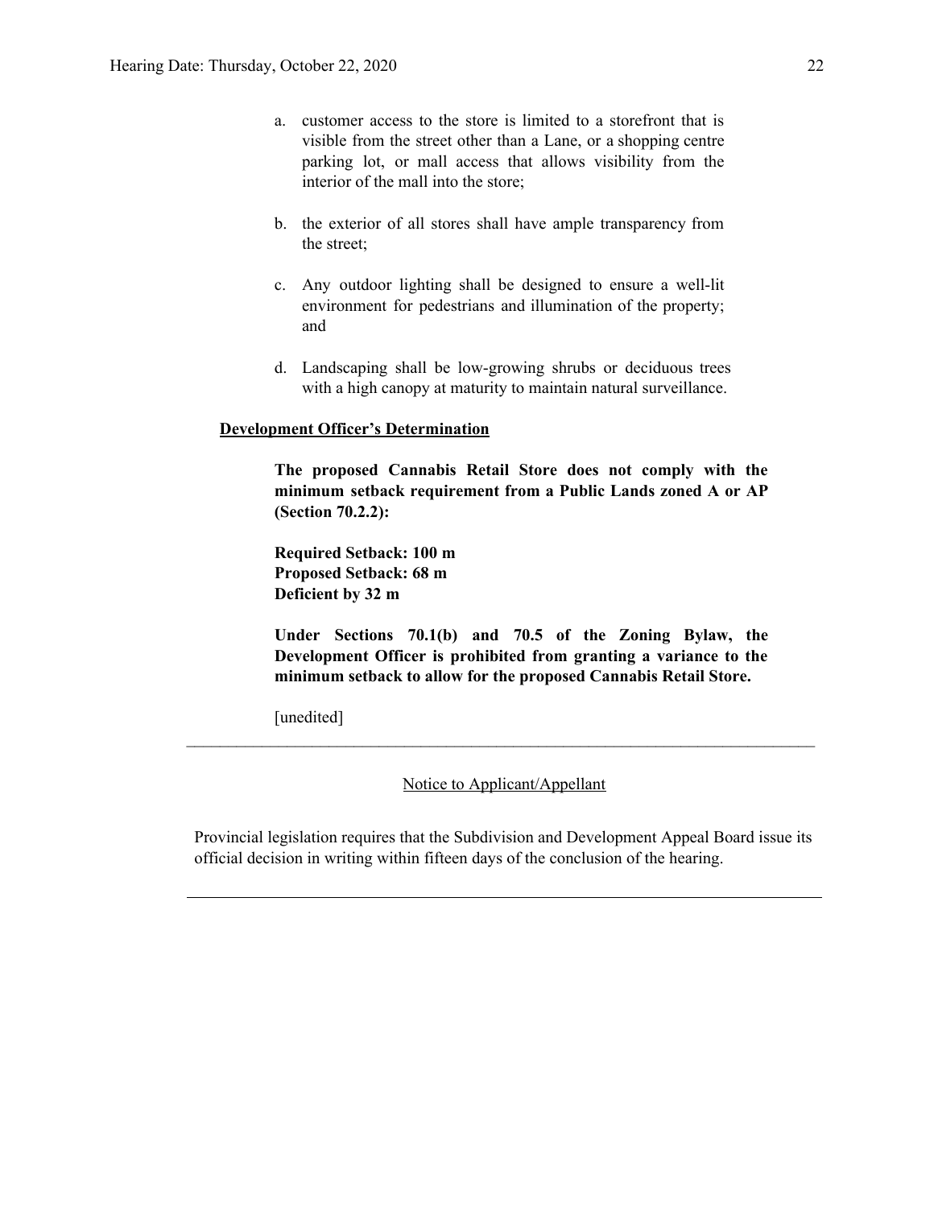a. customer access to the store is limited to a storefront that is visible from the street other than a Lane, or a shopping centre parking lot, or mall access that allows visibility from the interior of the mall into the store;

b. the exterior of all stores shall have ample transparency from the street;

c. Any outdoor lighting shall be designed to ensure a well-lit environment for pedestrians and illumination of the property; and

d. Landscaping shall be low-growing shrubs or deciduous trees with a high canopy at maturity to maintain natural surveillance.

**Development Officer's Determination**

**The proposed Cannabis Retail Store does not comply with the minimum setback requirement from a Public Lands zoned A or AP (Section 70.2.2):**

**Required Setback: 100 m**
**Proposed Setback: 68 m**
**Deficient by 32 m**

**Under Sections 70.1(b) and 70.5 of the Zoning Bylaw, the Development Officer is prohibited from granting a variance to the minimum setback to allow for the proposed Cannabis Retail Store.**

[unedited]

---

Notice to Applicant/Appellant

Provincial legislation requires that the Subdivision and Development Appeal Board issue its official decision in writing within fifteen days of the conclusion of the hearing.

---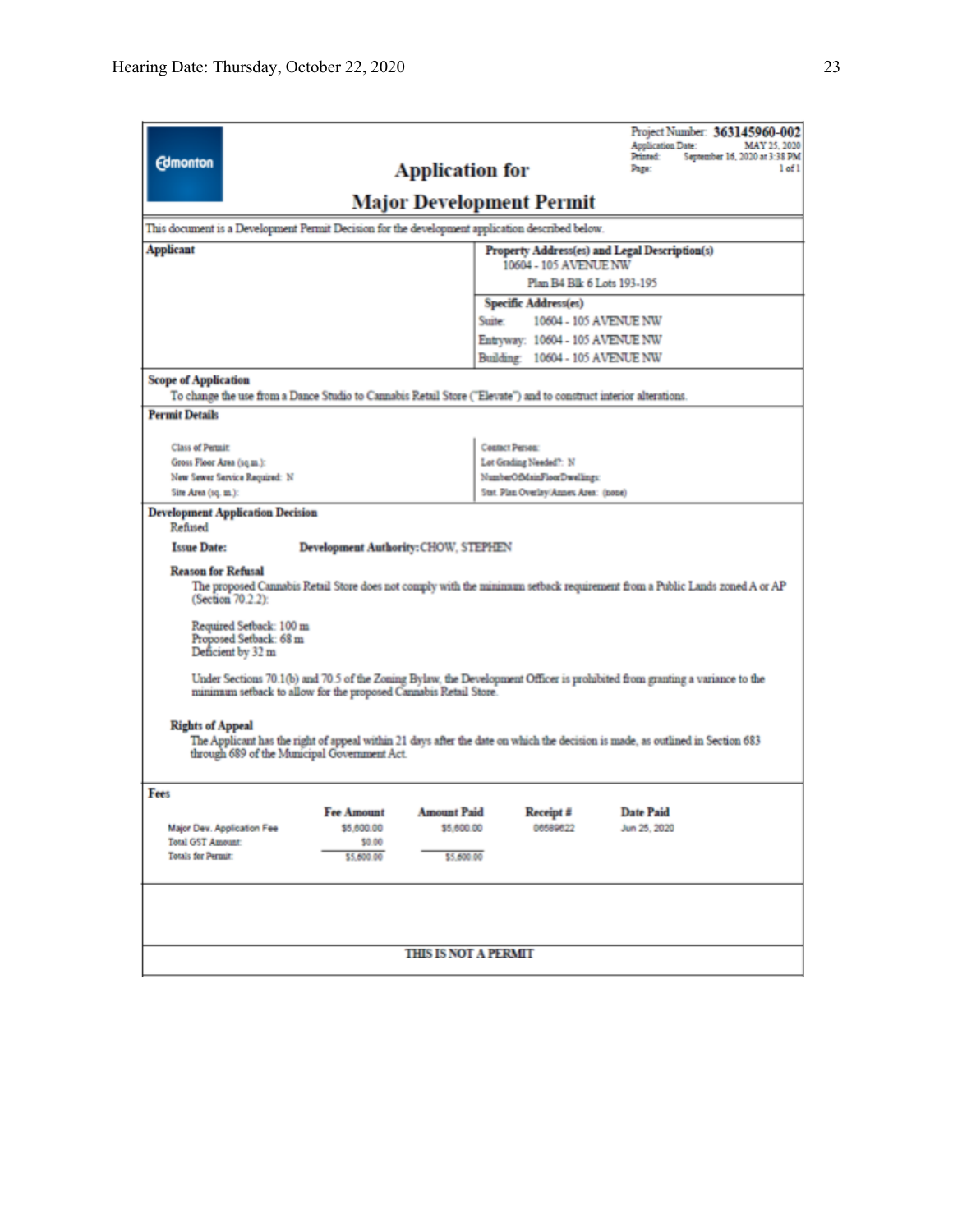Edmonton

Project Number: **363145960-002**
Application Date: MAY 25, 2020
Printed: September 16, 2020 at 3:38 PM
Page: 1 of 1

# Application for Major Development Permit

This document is a Development Permit Decision for the development application described below.

**Applicant**

**Property Address(es) and Legal Description(s)**
10604 - 105 AVENUE NW
Plan B4 Blk 6 Lots 193-195

**Specific Address(es)**
Suite: 10604 - 105 AVENUE NW
Entryway: 10604 - 105 AVENUE NW
Building: 10604 - 105 AVENUE NW

**Scope of Application**
To change the use from a Dance Studio to Cannabis Retail Store ("Elevate") and to construct interior alterations.

**Permit Details**

Class of Permit:
Gross Floor Area (sq.m.):
New Sewer Service Required: N
Site Area (sq. m.):

Contact Person:
Lot Grading Needed?: N
NumberOfMainFloorDwellings:
Stat. Plan Overlay/Annex Area: (none)

**Development Application Decision**
Refused

**Issue Date:** **Development Authority:** CHOW, STEPHEN

**Reason for Refusal**

The proposed Cannabis Retail Store does not comply with the minimum setback requirement from a Public Lands zoned A or AP (Section 70.2.2):

Required Setback: 100 m
Proposed Setback: 68 m
Deficient by 32 m

Under Sections 70.1(b) and 70.5 of the Zoning Bylaw, the Development Officer is prohibited from granting a variance to the minimum setback to allow for the proposed Cannabis Retail Store.

**Rights of Appeal**

The Applicant has the right of appeal within 21 days after the date on which the decision is made, as outlined in Section 683 through 689 of the Municipal Government Act.

**Fees**

| | Fee Amount | Amount Paid | Receipt # | Date Paid |
|---|---|---|---|---|
| Major Dev. Application Fee | $5,600.00 | $5,600.00 | 06589622 | Jun 25, 2020 |
| Total GST Amount: | $0.00 | | | |
| Totals for Permit: | $5,600.00 | $5,600.00 | | |

**THIS IS NOT A PERMIT**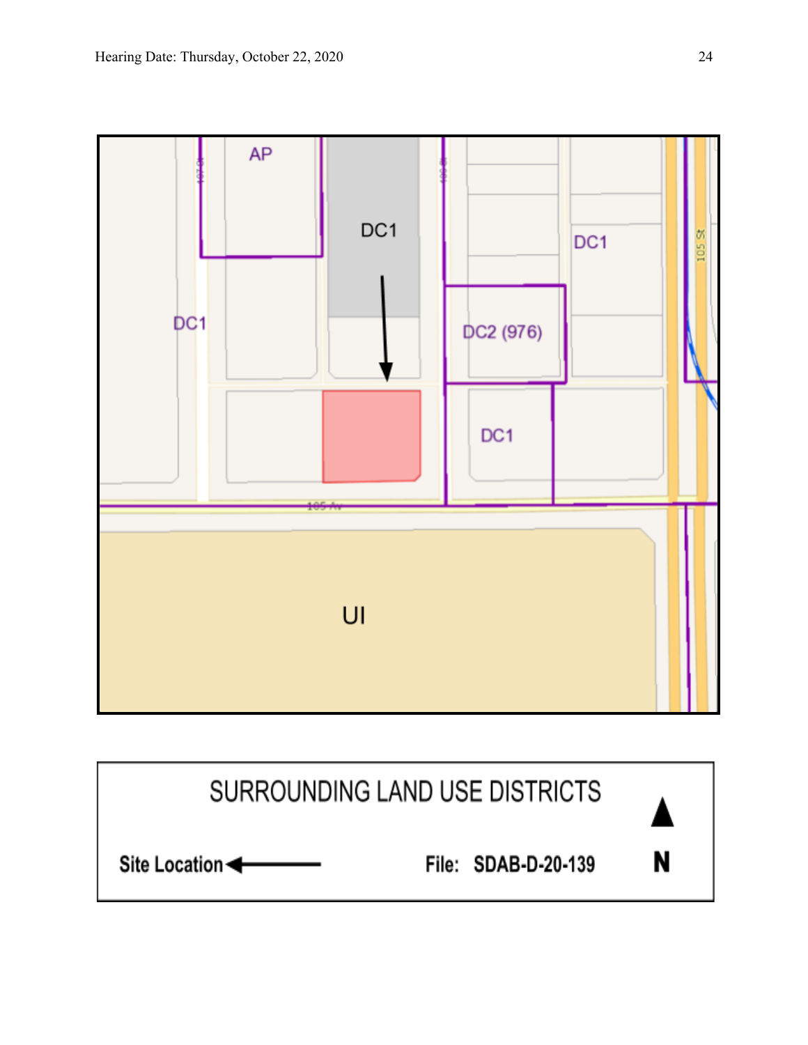AP

DC1

DC1

DC1

DC2 (976)

DC1

UI

105 St

105 Av

SURROUNDING LAND USE DISTRICTS

Site Location

File: SDAB-D-20-139

N